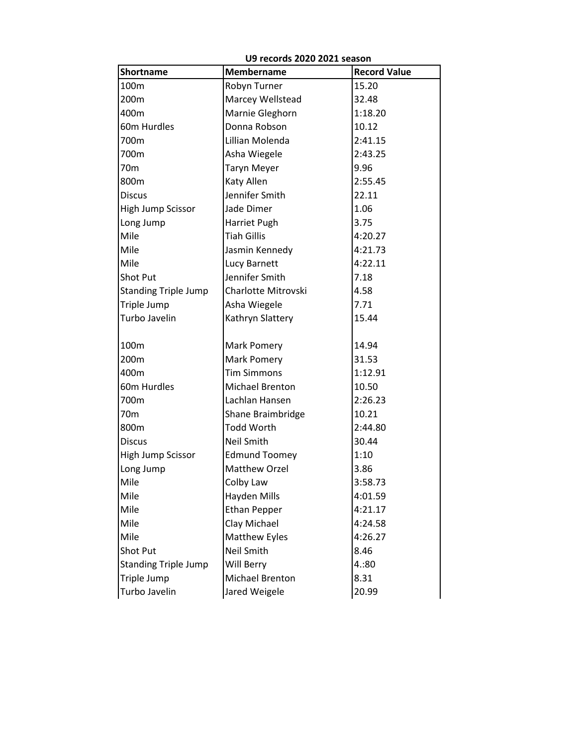U9 records 2020 2021 season

| Shortname | Membername | Record Value |
|---|---|---|
| 100m | Robyn Turner | 15.20 |
| 200m | Marcey Wellstead | 32.48 |
| 400m | Marnie Gleghorn | 1:18.20 |
| 60m Hurdles | Donna Robson | 10.12 |
| 700m | Lillian Molenda | 2:41.15 |
| 700m | Asha Wiegele | 2:43.25 |
| 70m | Taryn Meyer | 9.96 |
| 800m | Katy Allen | 2:55.45 |
| Discus | Jennifer Smith | 22.11 |
| High Jump Scissor | Jade Dimer | 1.06 |
| Long Jump | Harriet Pugh | 3.75 |
| Mile | Tiah Gillis | 4:20.27 |
| Mile | Jasmin Kennedy | 4:21.73 |
| Mile | Lucy Barnett | 4:22.11 |
| Shot Put | Jennifer Smith | 7.18 |
| Standing Triple Jump | Charlotte Mitrovski | 4.58 |
| Triple Jump | Asha Wiegele | 7.71 |
| Turbo Javelin | Kathryn Slattery | 15.44 |
| | | |
| 100m | Mark Pomery | 14.94 |
| 200m | Mark Pomery | 31.53 |
| 400m | Tim Simmons | 1:12.91 |
| 60m Hurdles | Michael Brenton | 10.50 |
| 700m | Lachlan Hansen | 2:26.23 |
| 70m | Shane Braimbridge | 10.21 |
| 800m | Todd Worth | 2:44.80 |
| Discus | Neil Smith | 30.44 |
| High Jump Scissor | Edmund Toomey | 1:10 |
| Long Jump | Matthew Orzel | 3.86 |
| Mile | Colby Law | 3:58.73 |
| Mile | Hayden Mills | 4:01.59 |
| Mile | Ethan Pepper | 4:21.17 |
| Mile | Clay Michael | 4:24.58 |
| Mile | Matthew Eyles | 4:26.27 |
| Shot Put | Neil Smith | 8.46 |
| Standing Triple Jump | Will Berry | 4.:80 |
| Triple Jump | Michael Brenton | 8.31 |
| Turbo Javelin | Jared Weigele | 20.99 |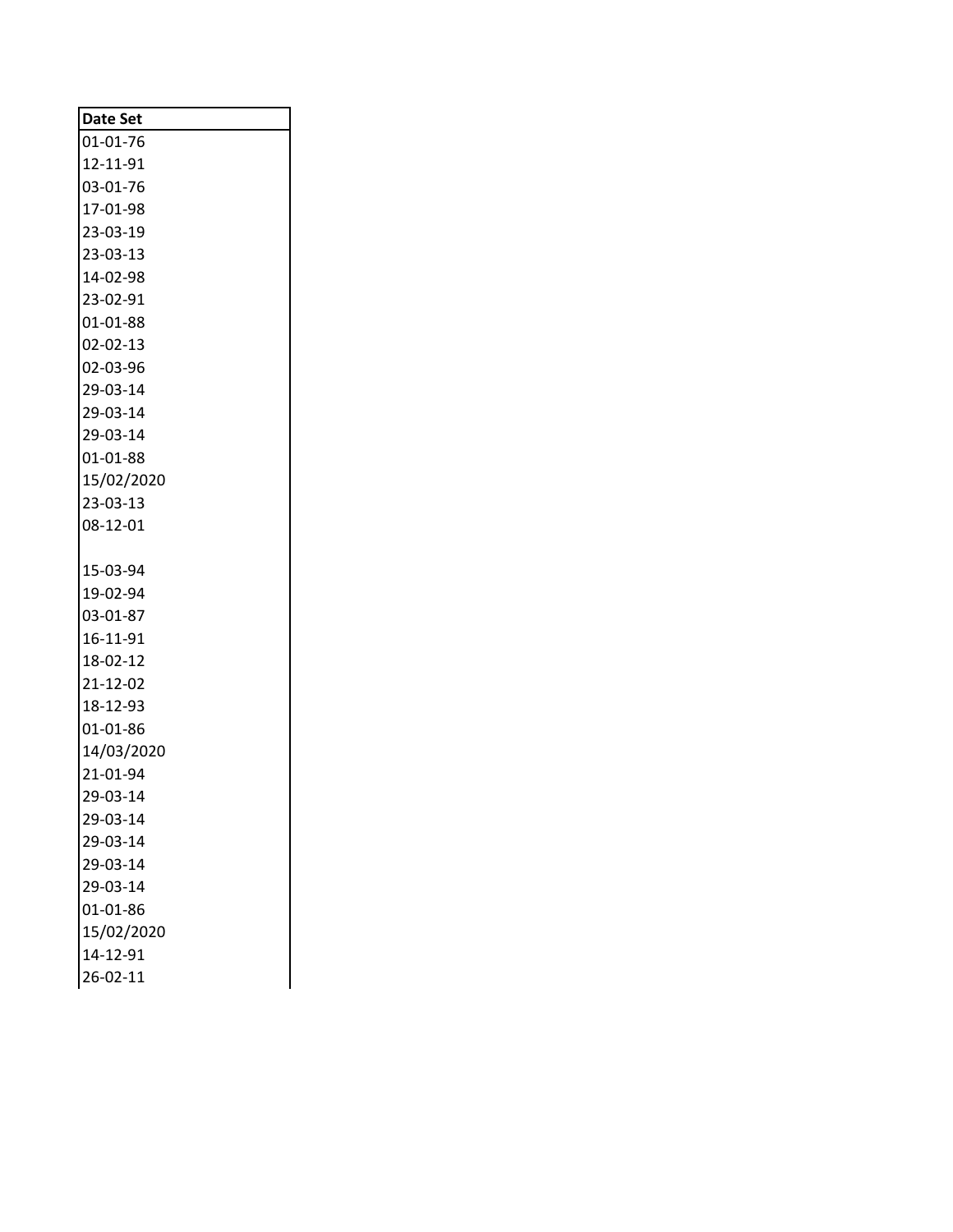| Date Set |
| --- |
| 01-01-76 |
| 12-11-91 |
| 03-01-76 |
| 17-01-98 |
| 23-03-19 |
| 23-03-13 |
| 14-02-98 |
| 23-02-91 |
| 01-01-88 |
| 02-02-13 |
| 02-03-96 |
| 29-03-14 |
| 29-03-14 |
| 29-03-14 |
| 01-01-88 |
| 15/02/2020 |
| 23-03-13 |
| 08-12-01 |
| |
| 15-03-94 |
| 19-02-94 |
| 03-01-87 |
| 16-11-91 |
| 18-02-12 |
| 21-12-02 |
| 18-12-93 |
| 01-01-86 |
| 14/03/2020 |
| 21-01-94 |
| 29-03-14 |
| 29-03-14 |
| 29-03-14 |
| 29-03-14 |
| 29-03-14 |
| 01-01-86 |
| 15/02/2020 |
| 14-12-91 |
| 26-02-11 |